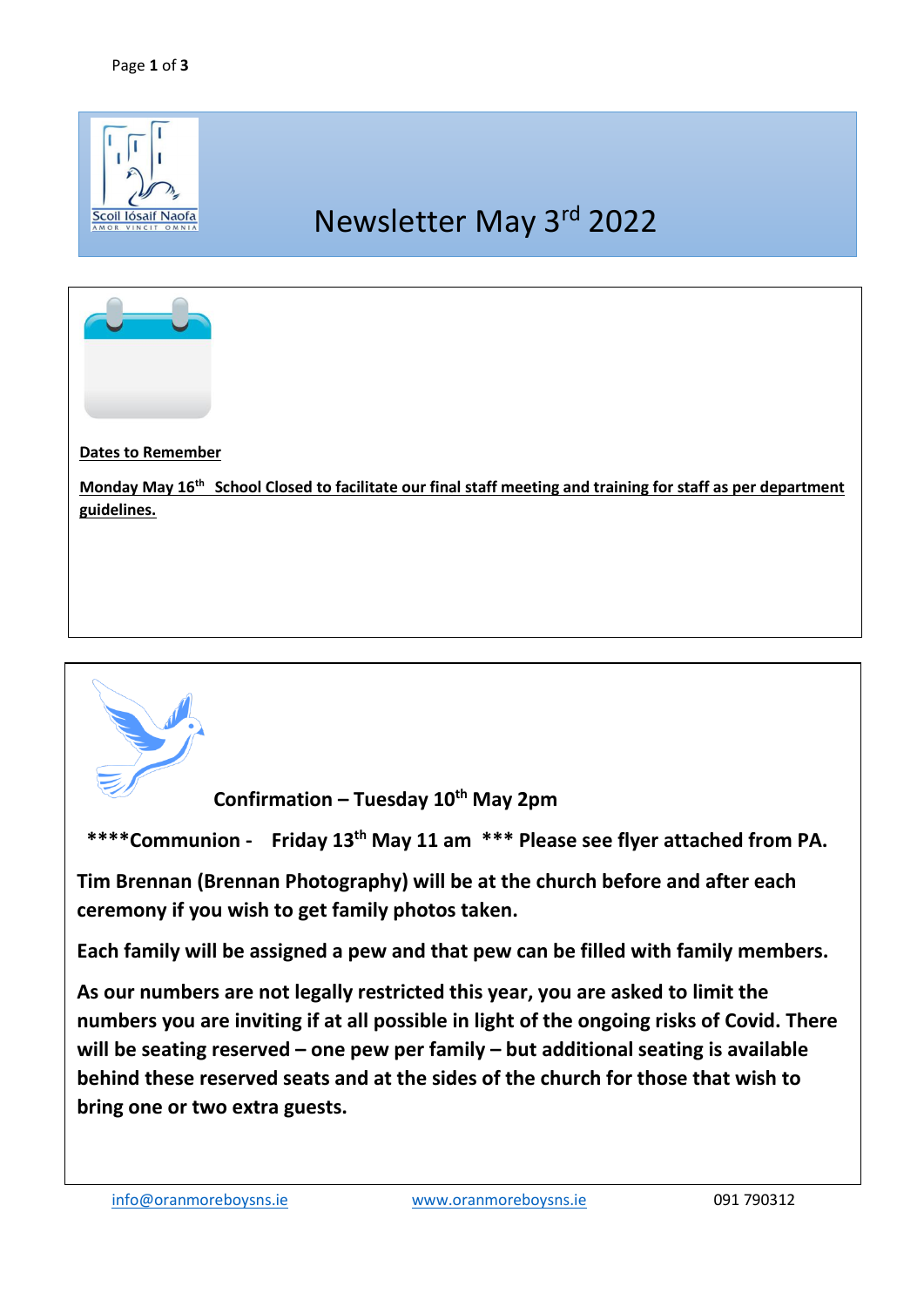# Newsletter May 3rd 2022

**Dates to Remember**

**Monday May 16th School Closed to facilitate our final staff meeting and training for staff as per department guidelines.**

**Confirmation – Tuesday 10th May 2pm**

**\*\*\*\*Communion - Friday 13th May 11 am \*\*\* Please see flyer attached from PA.**

**Tim Brennan (Brennan Photography) will be at the church before and after each ceremony if you wish to get family photos taken.**

**Each family will be assigned a pew and that pew can be filled with family members.**

**As our numbers are not legally restricted this year, you are asked to limit the numbers you are inviting if at all possible in light of the ongoing risks of Covid. There will be seating reserved – one pew per family – but additional seating is available behind these reserved seats and at the sides of the church for those that wish to bring one or two extra guests.**

info@oranmoreboysns.ie www.oranmoreboysns.ie 091 790312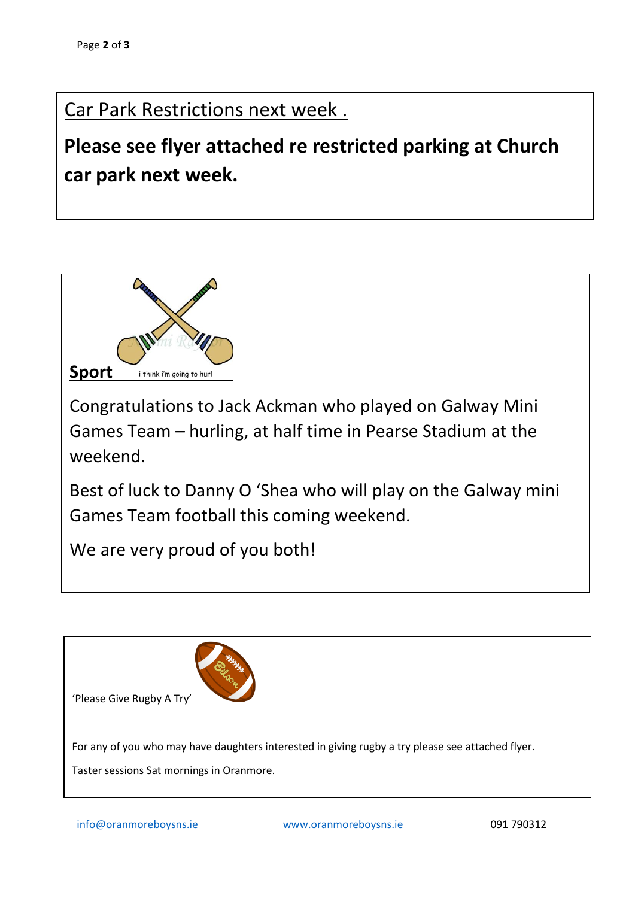## Car Park Restrictions next week .

**Please see flyer attached re restricted parking at Church car park next week.**

## Sport

Congratulations to Jack Ackman who played on Galway Mini Games Team – hurling, at half time in Pearse Stadium at the weekend.

Best of luck to Danny O 'Shea who will play on the Galway mini Games Team football this coming weekend.

We are very proud of you both!

'Please Give Rugby A Try'

For any of you who may have daughters interested in giving rugby a try please see attached flyer.

Taster sessions Sat mornings in Oranmore.

info@oranmoreboysns.ie www.oranmoreboysns.ie 091 790312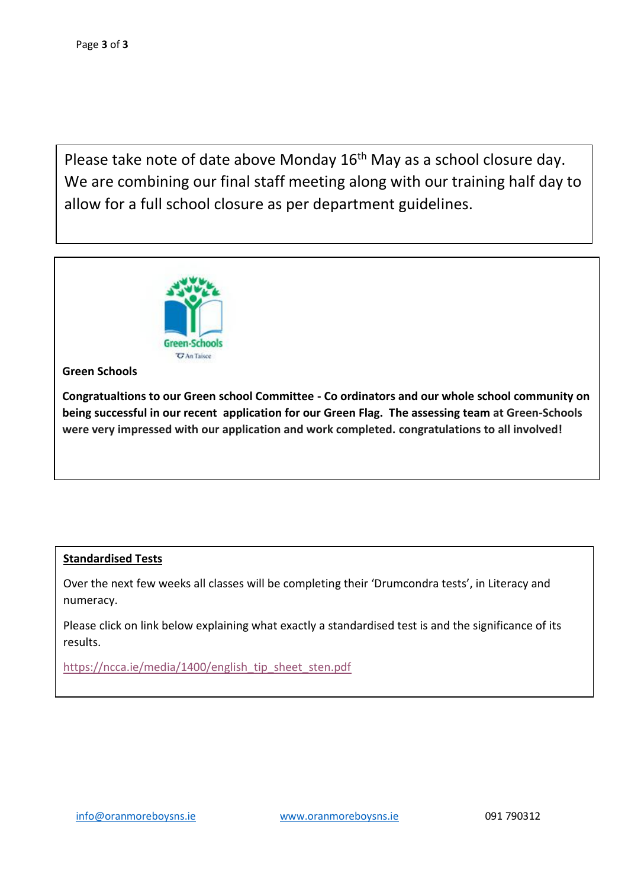Please take note of date above Monday 16th May as a school closure day. We are combining our final staff meeting along with our training half day to allow for a full school closure as per department guidelines.

**Green Schools**

**Congratualtions to our Green school Committee - Co ordinators and our whole school community on being successful in our recent application for our Green Flag. The assessing team at Green-Schools were very impressed with our application and work completed. congratulations to all involved!**

**Standardised Tests**

Over the next few weeks all classes will be completing their 'Drumcondra tests', in Literacy and numeracy.

Please click on link below explaining what exactly a standardised test is and the significance of its results.

https://ncca.ie/media/1400/english_tip_sheet_sten.pdf

info@oranmoreboysns.ie www.oranmoreboysns.ie 091 790312